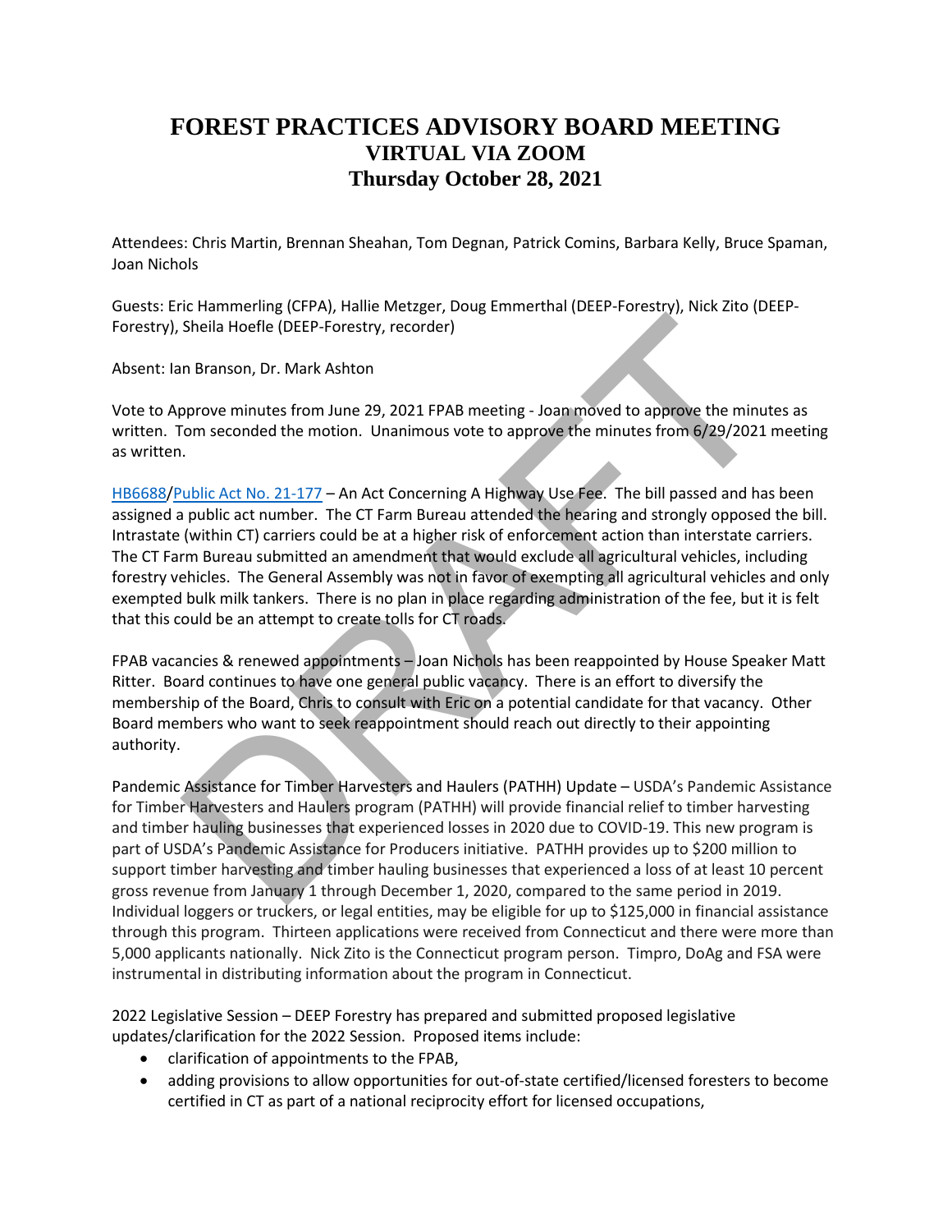# FOREST PRACTICES ADVISORY BOARD MEETING
## VIRTUAL VIA ZOOM
## Thursday October 28, 2021

Attendees: Chris Martin, Brennan Sheahan, Tom Degnan, Patrick Comins, Barbara Kelly, Bruce Spaman, Joan Nichols

Guests: Eric Hammerling (CFPA), Hallie Metzger, Doug Emmerthal (DEEP-Forestry), Nick Zito (DEEP-Forestry), Sheila Hoefle (DEEP-Forestry, recorder)

Absent: Ian Branson, Dr. Mark Ashton

Vote to Approve minutes from June 29, 2021 FPAB meeting - Joan moved to approve the minutes as written. Tom seconded the motion. Unanimous vote to approve the minutes from 6/29/2021 meeting as written.

HB6688/Public Act No. 21-177 – An Act Concerning A Highway Use Fee. The bill passed and has been assigned a public act number. The CT Farm Bureau attended the hearing and strongly opposed the bill. Intrastate (within CT) carriers could be at a higher risk of enforcement action than interstate carriers. The CT Farm Bureau submitted an amendment that would exclude all agricultural vehicles, including forestry vehicles. The General Assembly was not in favor of exempting all agricultural vehicles and only exempted bulk milk tankers. There is no plan in place regarding administration of the fee, but it is felt that this could be an attempt to create tolls for CT roads.

FPAB vacancies & renewed appointments – Joan Nichols has been reappointed by House Speaker Matt Ritter. Board continues to have one general public vacancy. There is an effort to diversify the membership of the Board, Chris to consult with Eric on a potential candidate for that vacancy. Other Board members who want to seek reappointment should reach out directly to their appointing authority.

Pandemic Assistance for Timber Harvesters and Haulers (PATHH) Update – USDA's Pandemic Assistance for Timber Harvesters and Haulers program (PATHH) will provide financial relief to timber harvesting and timber hauling businesses that experienced losses in 2020 due to COVID-19. This new program is part of USDA's Pandemic Assistance for Producers initiative. PATHH provides up to $200 million to support timber harvesting and timber hauling businesses that experienced a loss of at least 10 percent gross revenue from January 1 through December 1, 2020, compared to the same period in 2019. Individual loggers or truckers, or legal entities, may be eligible for up to $125,000 in financial assistance through this program. Thirteen applications were received from Connecticut and there were more than 5,000 applicants nationally. Nick Zito is the Connecticut program person. Timpro, DoAg and FSA were instrumental in distributing information about the program in Connecticut.

2022 Legislative Session – DEEP Forestry has prepared and submitted proposed legislative updates/clarification for the 2022 Session. Proposed items include:

- clarification of appointments to the FPAB,
- adding provisions to allow opportunities for out-of-state certified/licensed foresters to become certified in CT as part of a national reciprocity effort for licensed occupations,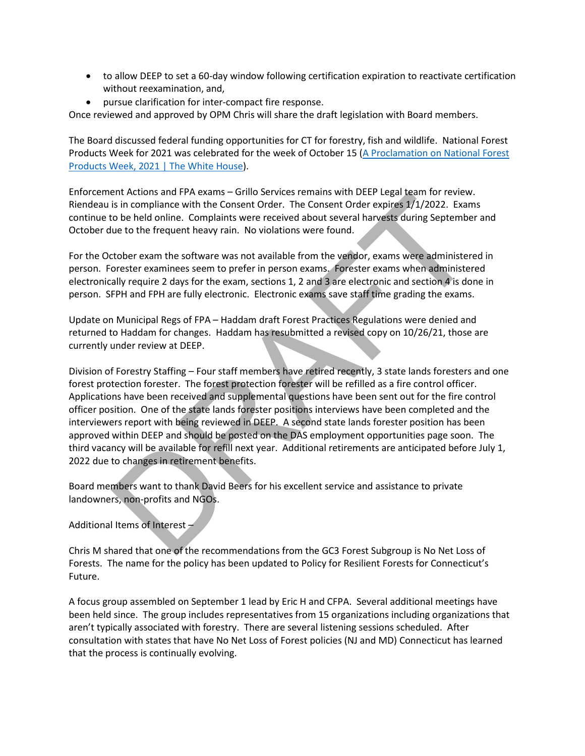- to allow DEEP to set a 60-day window following certification expiration to reactivate certification without reexamination, and,
- pursue clarification for inter-compact fire response.

Once reviewed and approved by OPM Chris will share the draft legislation with Board members.

The Board discussed federal funding opportunities for CT for forestry, fish and wildlife. National Forest Products Week for 2021 was celebrated for the week of October 15 ([A Proclamation on National Forest Products Week, 2021 | The White House]()).

Enforcement Actions and FPA exams – Grillo Services remains with DEEP Legal team for review. Riendeau is in compliance with the Consent Order. The Consent Order expires 1/1/2022. Exams continue to be held online. Complaints were received about several harvests during September and October due to the frequent heavy rain. No violations were found.

For the October exam the software was not available from the vendor, exams were administered in person. Forester examinees seem to prefer in person exams. Forester exams when administered electronically require 2 days for the exam, sections 1, 2 and 3 are electronic and section 4 is done in person. SFPH and FPH are fully electronic. Electronic exams save staff time grading the exams.

Update on Municipal Regs of FPA – Haddam draft Forest Practices Regulations were denied and returned to Haddam for changes. Haddam has resubmitted a revised copy on 10/26/21, those are currently under review at DEEP.

Division of Forestry Staffing – Four staff members have retired recently, 3 state lands foresters and one forest protection forester. The forest protection forester will be refilled as a fire control officer. Applications have been received and supplemental questions have been sent out for the fire control officer position. One of the state lands forester positions interviews have been completed and the interviewers report with being reviewed in DEEP. A second state lands forester position has been approved within DEEP and should be posted on the DAS employment opportunities page soon. The third vacancy will be available for refill next year. Additional retirements are anticipated before July 1, 2022 due to changes in retirement benefits.

Board members want to thank David Beers for his excellent service and assistance to private landowners, non-profits and NGOs.

Additional Items of Interest –

Chris M shared that one of the recommendations from the GC3 Forest Subgroup is No Net Loss of Forests. The name for the policy has been updated to Policy for Resilient Forests for Connecticut's Future.

A focus group assembled on September 1 lead by Eric H and CFPA. Several additional meetings have been held since. The group includes representatives from 15 organizations including organizations that aren't typically associated with forestry. There are several listening sessions scheduled. After consultation with states that have No Net Loss of Forest policies (NJ and MD) Connecticut has learned that the process is continually evolving.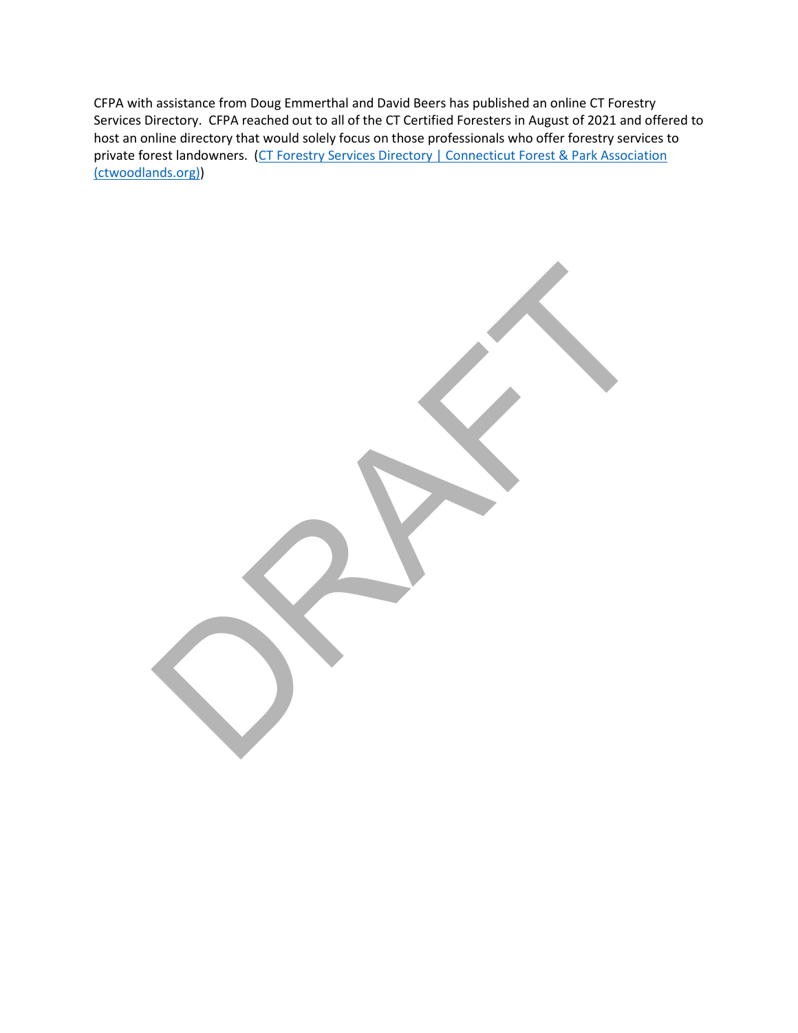CFPA with assistance from Doug Emmerthal and David Beers has published an online CT Forestry Services Directory. CFPA reached out to all of the CT Certified Foresters in August of 2021 and offered to host an online directory that would solely focus on those professionals who offer forestry services to private forest landowners. ([CT Forestry Services Directory | Connecticut Forest & Park Association (ctwoodlands.org)]())